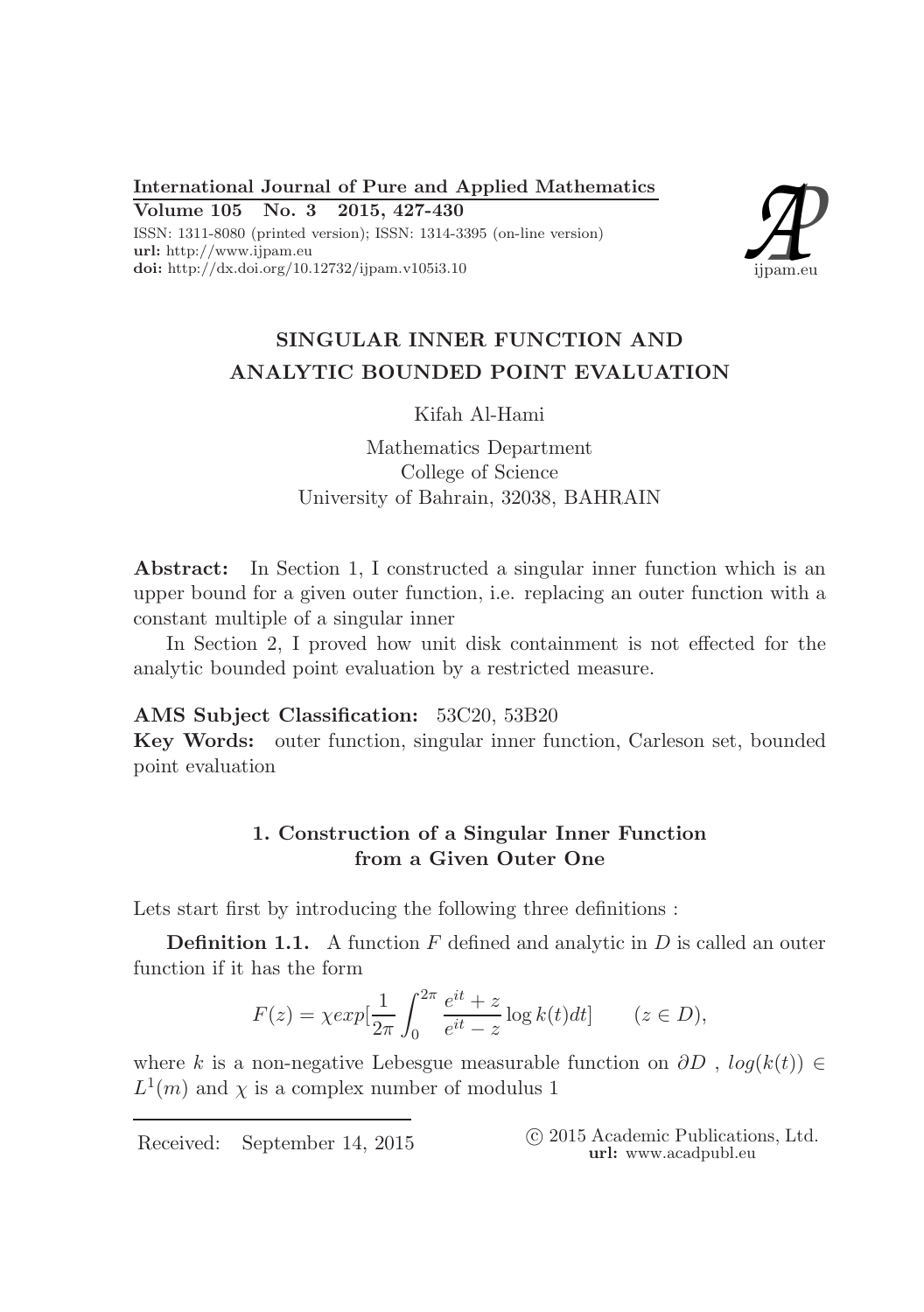# SINGULAR INNER FUNCTION AND ANALYTIC BOUNDED POINT EVALUATION

Kifah Al-Hami

Mathematics Department
College of Science
University of Bahrain, 32038, BAHRAIN

**Abstract:** In Section 1, I constructed a singular inner function which is an upper bound for a given outer function, i.e. replacing an outer function with a constant multiple of a singular inner

In Section 2, I proved how unit disk containment is not effected for the analytic bounded point evaluation by a restricted measure.

**AMS Subject Classification:** 53C20, 53B20

**Key Words:** outer function, singular inner function, Carleson set, bounded point evaluation

## 1. Construction of a Singular Inner Function from a Given Outer One

Lets start first by introducing the following three definitions :

**Definition 1.1.** A function $F$ defined and analytic in $D$ is called an outer function if it has the form

$$F(z) = \chi exp[\frac{1}{2\pi}\int_0^{2\pi} \frac{e^{it}+z}{e^{it}-z} \log k(t)dt] \qquad (z \in D),$$

where $k$ is a non-negative Lebesgue measurable function on $\partial D$ , $log(k(t)) \in L^1(m)$ and $\chi$ is a complex number of modulus 1

Received: September 14, 2015

© 2015 Academic Publications, Ltd.
**url:** www.acadpubl.eu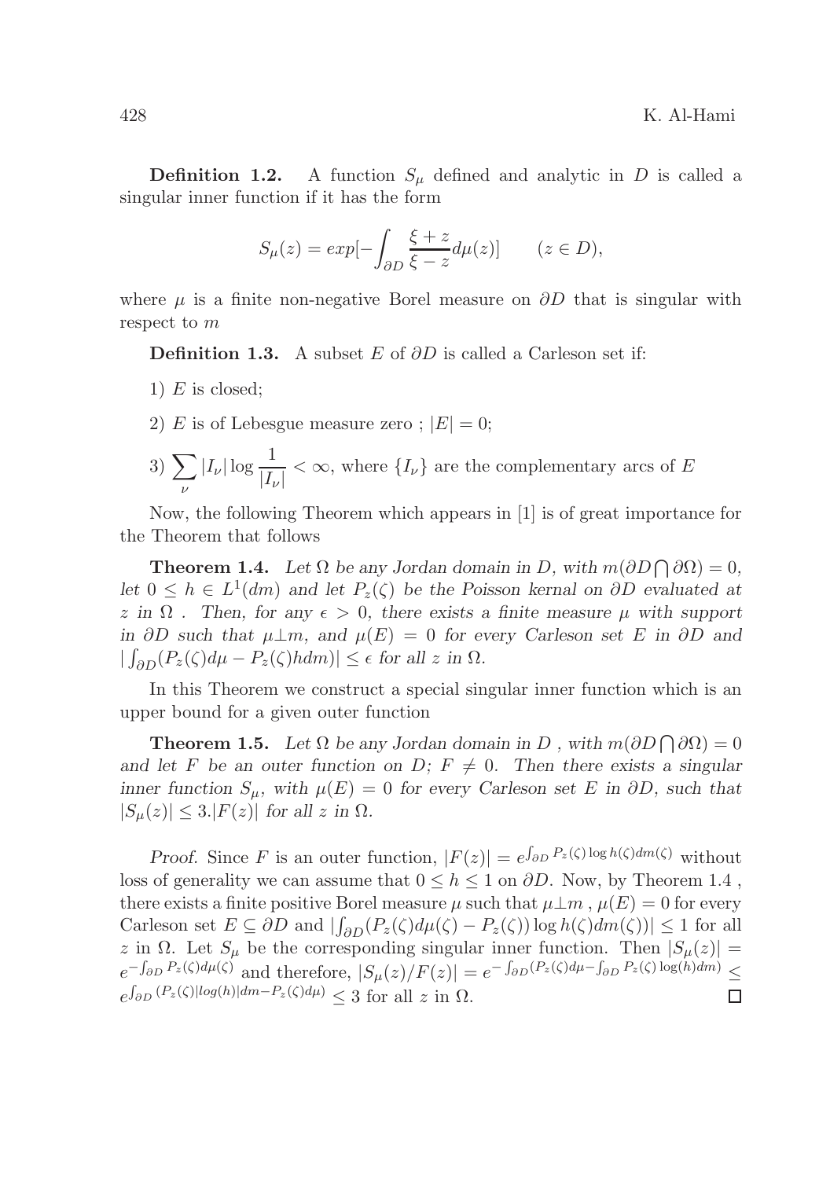**Definition 1.2.** A function $S_\mu$ defined and analytic in $D$ is called a singular inner function if it has the form

$$S_\mu(z) = exp[-\int_{\partial D} \frac{\xi + z}{\xi - z} d\mu(z)] \qquad (z \in D),$$

where $\mu$ is a finite non-negative Borel measure on $\partial D$ that is singular with respect to $m$

**Definition 1.3.** A subset $E$ of $\partial D$ is called a Carleson set if:

1) $E$ is closed;

2) $E$ is of Lebesgue measure zero ; $|E| = 0$;

3) $\sum_\nu |I_\nu| \log \frac{1}{|I_\nu|} < \infty$, where $\{I_\nu\}$ are the complementary arcs of $E$

Now, the following Theorem which appears in [1] is of great importance for the Theorem that follows

**Theorem 1.4.** *Let $\Omega$ be any Jordan domain in $D$, with $m(\partial D \bigcap \partial\Omega) = 0$, let $0 \le h \in L^1(dm)$ and let $P_z(\zeta)$ be the Poisson kernal on $\partial D$ evaluated at $z$ in $\Omega$ . Then, for any $\epsilon > 0$, there exists a finite measure $\mu$ with support in $\partial D$ such that $\mu \perp m$, and $\mu(E) = 0$ for every Carleson set $E$ in $\partial D$ and $|\int_{\partial D}(P_z(\zeta)d\mu - P_z(\zeta)hdm)| \le \epsilon$ for all $z$ in $\Omega$.*

In this Theorem we construct a special singular inner function which is an upper bound for a given outer function

**Theorem 1.5.** *Let $\Omega$ be any Jordan domain in $D$ , with $m(\partial D \bigcap \partial\Omega) = 0$ and let $F$ be an outer function on $D$; $F \neq 0$. Then there exists a singular inner function $S_\mu$, with $\mu(E) = 0$ for every Carleson set $E$ in $\partial D$, such that $|S_\mu(z)| \le 3.|F(z)|$ for all $z$ in $\Omega$.*

*Proof.* Since $F$ is an outer function, $|F(z)| = e^{\int_{\partial D} P_z(\zeta) \log h(\zeta) dm(\zeta)}$ without loss of generality we can assume that $0 \le h \le 1$ on $\partial D$. Now, by Theorem 1.4 , there exists a finite positive Borel measure $\mu$ such that $\mu \perp m$ , $\mu(E) = 0$ for every Carleson set $E \subseteq \partial D$ and $|\int_{\partial D}(P_z(\zeta)d\mu(\zeta) - P_z(\zeta)) \log h(\zeta) dm(\zeta))| \le 1$ for all $z$ in $\Omega$. Let $S_\mu$ be the corresponding singular inner function. Then $|S_\mu(z)| = e^{-\int_{\partial D} P_z(\zeta) d\mu(\zeta)}$ and therefore, $|S_\mu(z)/F(z)| = e^{-\int_{\partial D}(P_z(\zeta)d\mu - \int_{\partial D} P_z(\zeta) \log(h) dm)} \le e^{\int_{\partial D}(P_z(\zeta)|log(h)|dm - P_z(\zeta)d\mu)} \le 3$ for all $z$ in $\Omega$. $\square$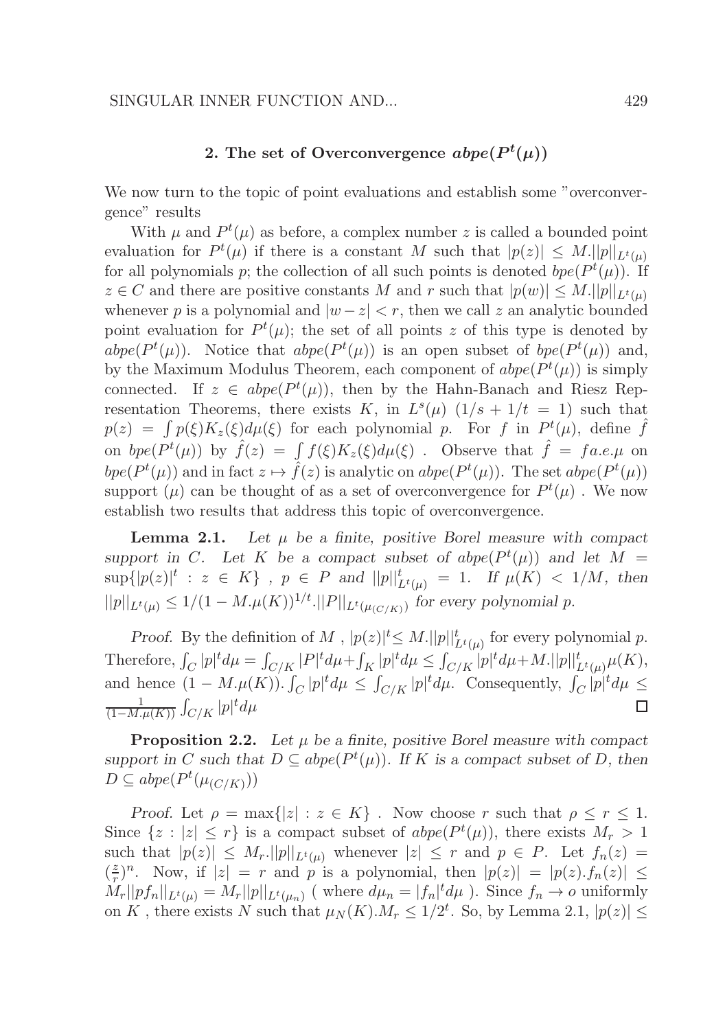## 2. The set of Overconvergence $abpe(P^t(\mu))$

We now turn to the topic of point evaluations and establish some "overconvergence" results

With $\mu$ and $P^t(\mu)$ as before, a complex number $z$ is called a bounded point evaluation for $P^t(\mu)$ if there is a constant $M$ such that $|p(z)| \leq M.||p||_{L^t(\mu)}$ for all polynomials $p$; the collection of all such points is denoted $bpe(P^t(\mu))$. If $z \in C$ and there are positive constants $M$ and $r$ such that $|p(w)| \leq M.||p||_{L^t(\mu)}$ whenever $p$ is a polynomial and $|w - z| < r$, then we call $z$ an analytic bounded point evaluation for $P^t(\mu)$; the set of all points $z$ of this type is denoted by $abpe(P^t(\mu))$. Notice that $abpe(P^t(\mu))$ is an open subset of $bpe(P^t(\mu))$ and, by the Maximum Modulus Theorem, each component of $abpe(P^t(\mu))$ is simply connected. If $z \in abpe(P^t(\mu))$, then by the Hahn-Banach and Riesz Representation Theorems, there exists $K$, in $L^s(\mu)$ $(1/s + 1/t = 1)$ such that $p(z) = \int p(\xi)K_z(\xi)d\mu(\xi)$ for each polynomial $p$. For $f$ in $P^t(\mu)$, define $\hat{f}$ on $bpe(P^t(\mu))$ by $\hat{f}(z) = \int f(\xi)K_z(\xi)d\mu(\xi)$ . Observe that $\hat{f} = f a.e.\mu$ on $bpe(P^t(\mu))$ and in fact $z \mapsto \hat{f}(z)$ is analytic on $abpe(P^t(\mu))$. The set $abpe(P^t(\mu))$ support $(\mu)$ can be thought of as a set of overconvergence for $P^t(\mu)$ . We now establish two results that address this topic of overconvergence.

**Lemma 2.1.** *Let $\mu$ be a finite, positive Borel measure with compact support in $C$. Let $K$ be a compact subset of $abpe(P^t(\mu))$ and let $M = \sup\{|p(z)|^t : z \in K\}$ , $p \in P$ and $||p||^t_{L^t(\mu)} = 1$. If $\mu(K) < 1/M$, then $||p||_{L^t(\mu)} \leq 1/(1 - M.\mu(K))^{1/t}.||P||_{L^t(\mu_{(C/K)})}$ for every polynomial $p$.*

*Proof.* By the definition of $M$ , $|p(z)|^t \leq M.||p||^t_{L^t(\mu)}$ for every polynomial $p$. Therefore, $\int_C |p|^t d\mu = \int_{C/K} |P|^t d\mu + \int_K |p|^t d\mu \leq \int_{C/K} |p|^t d\mu + M.||p||^t_{L^t(\mu)}\mu(K)$, and hence $(1 - M.\mu(K)).\int_C |p|^t d\mu \leq \int_{C/K} |p|^t d\mu$. Consequently, $\int_C |p|^t d\mu \leq \frac{1}{(1 - M.\mu(K))} \int_{C/K} |p|^t d\mu$ □

**Proposition 2.2.** *Let $\mu$ be a finite, positive Borel measure with compact support in $C$ such that $D \subseteq abpe(P^t(\mu))$. If $K$ is a compact subset of $D$, then $D \subseteq abpe(P^t(\mu_{(C/K)}))$*

*Proof.* Let $\rho = \max\{|z| : z \in K\}$ . Now choose $r$ such that $\rho \leq r \leq 1$. Since $\{z : |z| \leq r\}$ is a compact subset of $abpe(P^t(\mu))$, there exists $M_r > 1$ such that $|p(z)| \leq M_r.||p||_{L^t(\mu)}$ whenever $|z| \leq r$ and $p \in P$. Let $f_n(z) = (\frac{z}{r})^n$. Now, if $|z| = r$ and $p$ is a polynomial, then $|p(z)| = |p(z).f_n(z)| \leq M_r||pf_n||_{L^t(\mu)} = M_r||p||_{L^t(\mu_n)}$ ( where $d\mu_n = |f_n|^t d\mu$ ). Since $f_n \to o$ uniformly on $K$ , there exists $N$ such that $\mu_N(K).M_r \leq 1/2^t$. So, by Lemma 2.1, $|p(z)| \leq$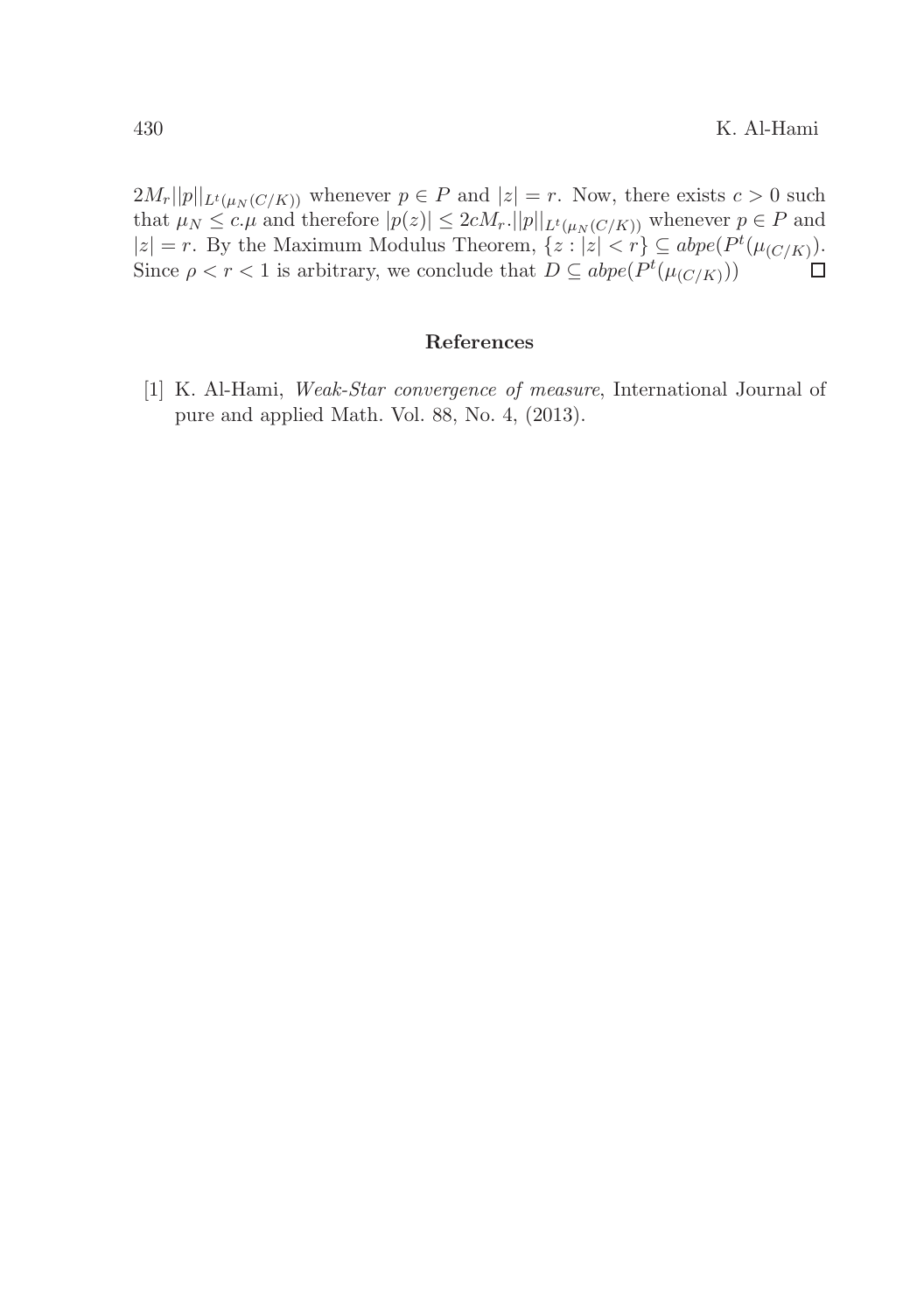$2M_r||p||_{L^t(\mu_N(C/K))}$ whenever $p \in P$ and $|z| = r$. Now, there exists $c > 0$ such that $\mu_N \leq c.\mu$ and therefore $|p(z)| \leq 2cM_r.||p||_{L^t(\mu_N(C/K))}$ whenever $p \in P$ and $|z| = r$. By the Maximum Modulus Theorem, $\{z : |z| < r\} \subseteq abpe(P^t(\mu_{(C/K)})$. Since $\rho < r < 1$ is arbitrary, we conclude that $D \subseteq abpe(P^t(\mu_{(C/K)}))$ $\square$

## References

[1] K. Al-Hami, *Weak-Star convergence of measure*, International Journal of pure and applied Math. Vol. 88, No. 4, (2013).